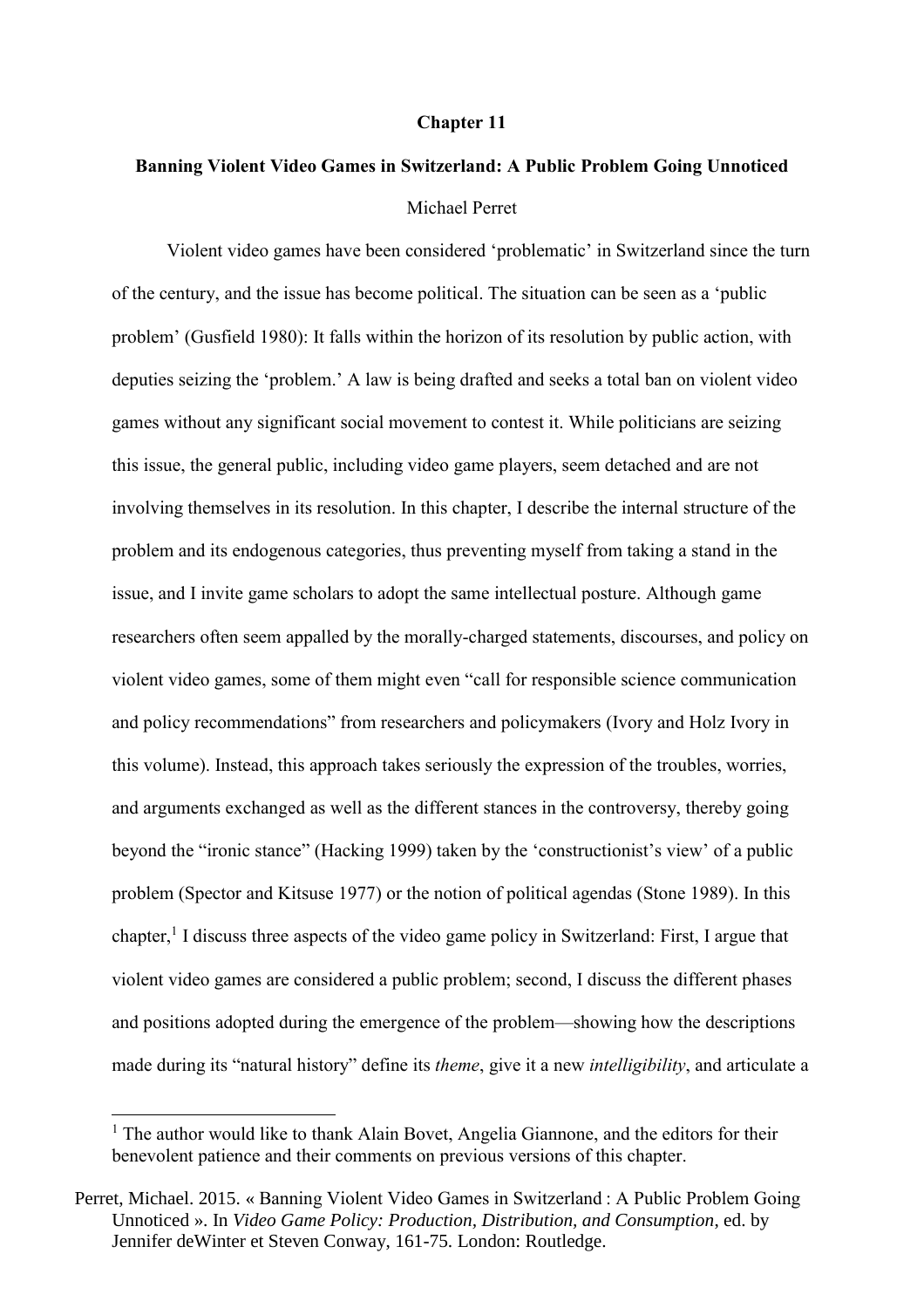**Chapter 11**

# Banning Violent Video Games in Switzerland: A Public Problem Going Unnoticed

Michael Perret

Violent video games have been considered 'problematic' in Switzerland since the turn of the century, and the issue has become political. The situation can be seen as a 'public problem' (Gusfield 1980): It falls within the horizon of its resolution by public action, with deputies seizing the 'problem.' A law is being drafted and seeks a total ban on violent video games without any significant social movement to contest it. While politicians are seizing this issue, the general public, including video game players, seem detached and are not involving themselves in its resolution. In this chapter, I describe the internal structure of the problem and its endogenous categories, thus preventing myself from taking a stand in the issue, and I invite game scholars to adopt the same intellectual posture. Although game researchers often seem appalled by the morally-charged statements, discourses, and policy on violent video games, some of them might even "call for responsible science communication and policy recommendations" from researchers and policymakers (Ivory and Holz Ivory in this volume). Instead, this approach takes seriously the expression of the troubles, worries, and arguments exchanged as well as the different stances in the controversy, thereby going beyond the "ironic stance" (Hacking 1999) taken by the 'constructionist's view' of a public problem (Spector and Kitsuse 1977) or the notion of political agendas (Stone 1989). In this chapter,[1] I discuss three aspects of the video game policy in Switzerland: First, I argue that violent video games are considered a public problem; second, I discuss the different phases and positions adopted during the emergence of the problem—showing how the descriptions made during its "natural history" define its *theme*, give it a new *intelligibility*, and articulate a

[1] The author would like to thank Alain Bovet, Angelia Giannone, and the editors for their benevolent patience and their comments on previous versions of this chapter.

Perret, Michael. 2015. « Banning Violent Video Games in Switzerland : A Public Problem Going Unnoticed ». In *Video Game Policy: Production, Distribution, and Consumption*, ed. by Jennifer deWinter et Steven Conway, 161-75. London: Routledge.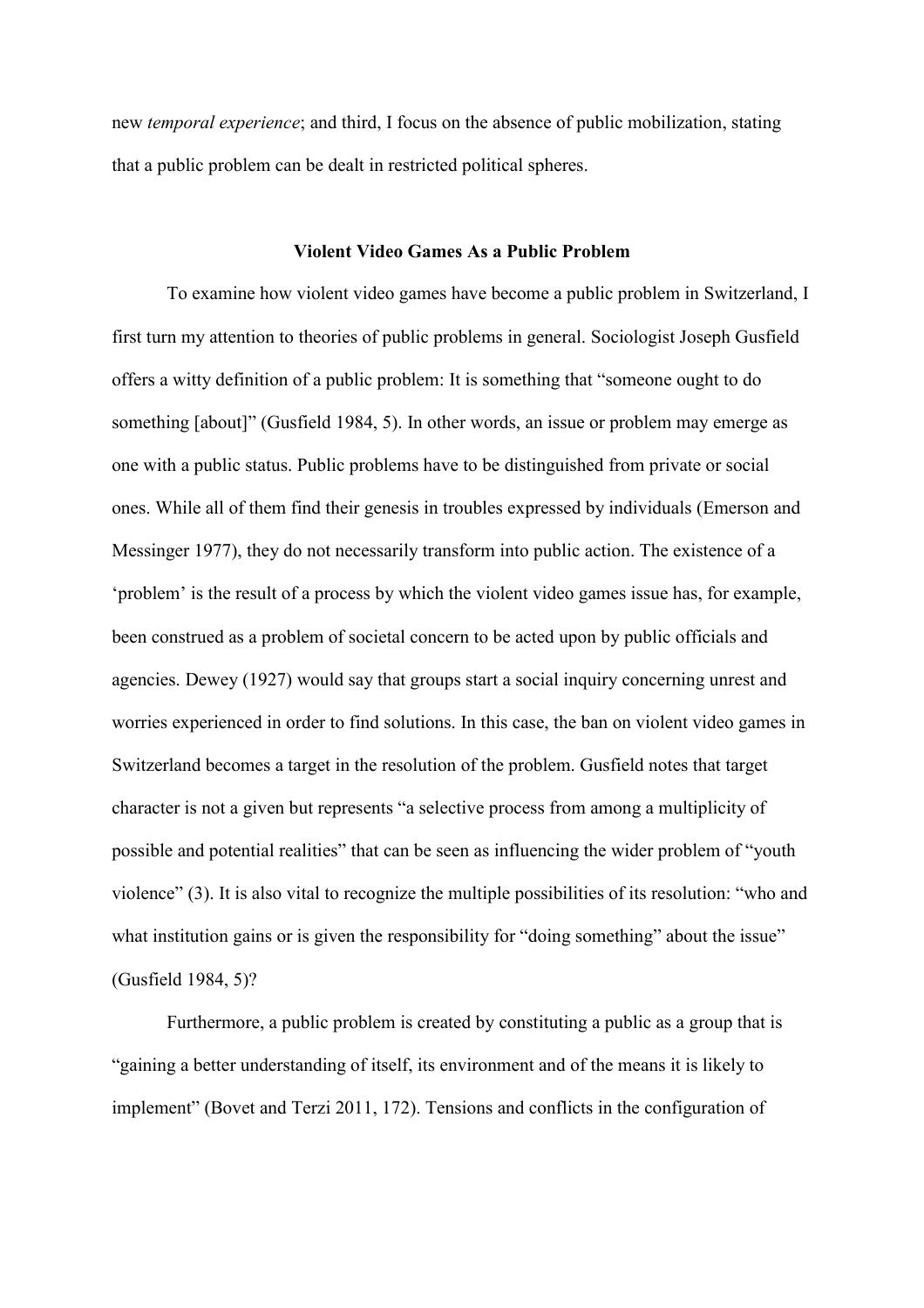new *temporal experience*; and third, I focus on the absence of public mobilization, stating that a public problem can be dealt in restricted political spheres.

## Violent Video Games As a Public Problem

To examine how violent video games have become a public problem in Switzerland, I first turn my attention to theories of public problems in general. Sociologist Joseph Gusfield offers a witty definition of a public problem: It is something that "someone ought to do something [about]" (Gusfield 1984, 5). In other words, an issue or problem may emerge as one with a public status. Public problems have to be distinguished from private or social ones. While all of them find their genesis in troubles expressed by individuals (Emerson and Messinger 1977), they do not necessarily transform into public action. The existence of a 'problem' is the result of a process by which the violent video games issue has, for example, been construed as a problem of societal concern to be acted upon by public officials and agencies. Dewey (1927) would say that groups start a social inquiry concerning unrest and worries experienced in order to find solutions. In this case, the ban on violent video games in Switzerland becomes a target in the resolution of the problem. Gusfield notes that target character is not a given but represents "a selective process from among a multiplicity of possible and potential realities" that can be seen as influencing the wider problem of "youth violence" (3). It is also vital to recognize the multiple possibilities of its resolution: "who and what institution gains or is given the responsibility for "doing something" about the issue" (Gusfield 1984, 5)?

Furthermore, a public problem is created by constituting a public as a group that is "gaining a better understanding of itself, its environment and of the means it is likely to implement" (Bovet and Terzi 2011, 172). Tensions and conflicts in the configuration of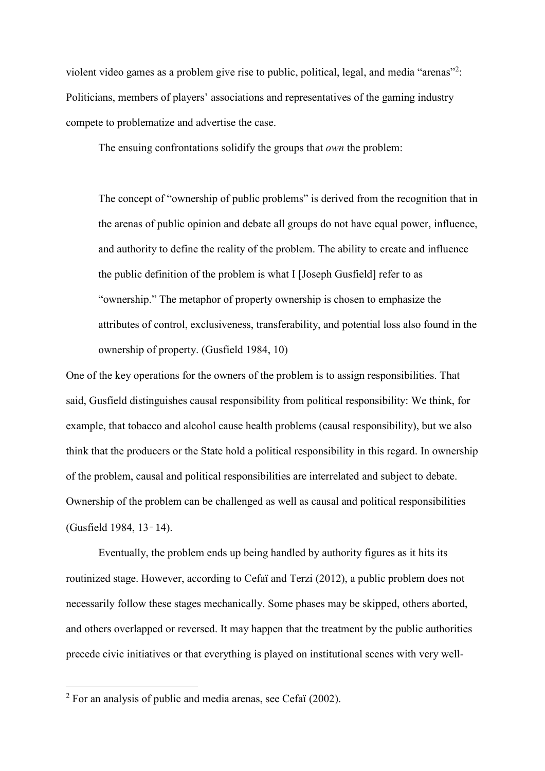violent video games as a problem give rise to public, political, legal, and media "arenas"[2]: Politicians, members of players' associations and representatives of the gaming industry compete to problematize and advertise the case.

The ensuing confrontations solidify the groups that *own* the problem:

> The concept of "ownership of public problems" is derived from the recognition that in the arenas of public opinion and debate all groups do not have equal power, influence, and authority to define the reality of the problem. The ability to create and influence the public definition of the problem is what I [Joseph Gusfield] refer to as "ownership." The metaphor of property ownership is chosen to emphasize the attributes of control, exclusiveness, transferability, and potential loss also found in the ownership of property. (Gusfield 1984, 10)

One of the key operations for the owners of the problem is to assign responsibilities. That said, Gusfield distinguishes causal responsibility from political responsibility: We think, for example, that tobacco and alcohol cause health problems (causal responsibility), but we also think that the producers or the State hold a political responsibility in this regard. In ownership of the problem, causal and political responsibilities are interrelated and subject to debate. Ownership of the problem can be challenged as well as causal and political responsibilities (Gusfield 1984, 13‑14).

Eventually, the problem ends up being handled by authority figures as it hits its routinized stage. However, according to Cefaï and Terzi (2012), a public problem does not necessarily follow these stages mechanically. Some phases may be skipped, others aborted, and others overlapped or reversed. It may happen that the treatment by the public authorities precede civic initiatives or that everything is played on institutional scenes with very well-

[2] For an analysis of public and media arenas, see Cefaï (2002).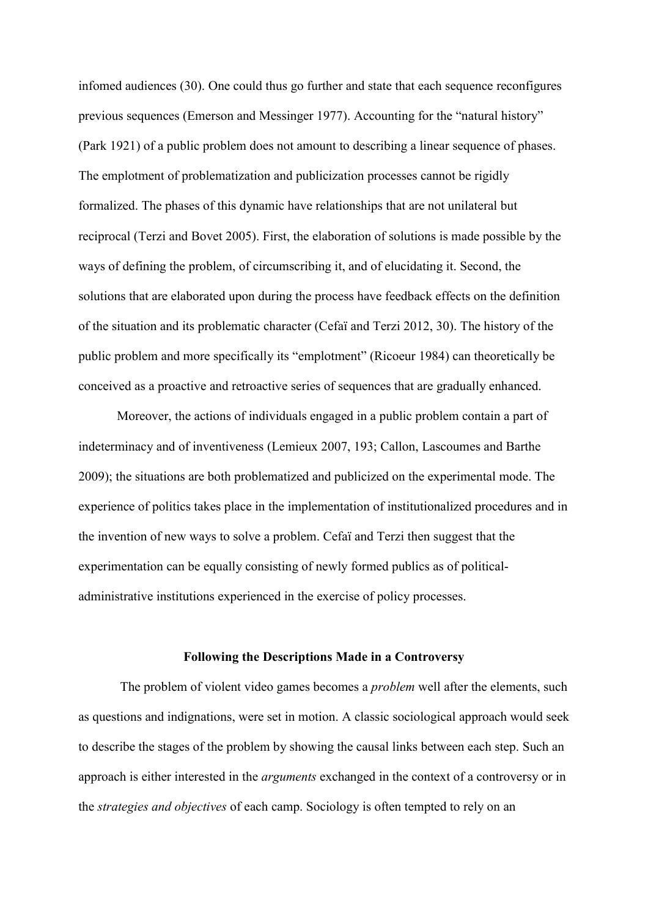infomed audiences (30). One could thus go further and state that each sequence reconfigures previous sequences (Emerson and Messinger 1977). Accounting for the "natural history" (Park 1921) of a public problem does not amount to describing a linear sequence of phases. The emplotment of problematization and publicization processes cannot be rigidly formalized. The phases of this dynamic have relationships that are not unilateral but reciprocal (Terzi and Bovet 2005). First, the elaboration of solutions is made possible by the ways of defining the problem, of circumscribing it, and of elucidating it. Second, the solutions that are elaborated upon during the process have feedback effects on the definition of the situation and its problematic character (Cefaï and Terzi 2012, 30). The history of the public problem and more specifically its "emplotment" (Ricoeur 1984) can theoretically be conceived as a proactive and retroactive series of sequences that are gradually enhanced.

Moreover, the actions of individuals engaged in a public problem contain a part of indeterminacy and of inventiveness (Lemieux 2007, 193; Callon, Lascoumes and Barthe 2009); the situations are both problematized and publicized on the experimental mode. The experience of politics takes place in the implementation of institutionalized procedures and in the invention of new ways to solve a problem. Cefaï and Terzi then suggest that the experimentation can be equally consisting of newly formed publics as of political-administrative institutions experienced in the exercise of policy processes.

## Following the Descriptions Made in a Controversy

The problem of violent video games becomes a *problem* well after the elements, such as questions and indignations, were set in motion. A classic sociological approach would seek to describe the stages of the problem by showing the causal links between each step. Such an approach is either interested in the *arguments* exchanged in the context of a controversy or in the *strategies and objectives* of each camp. Sociology is often tempted to rely on an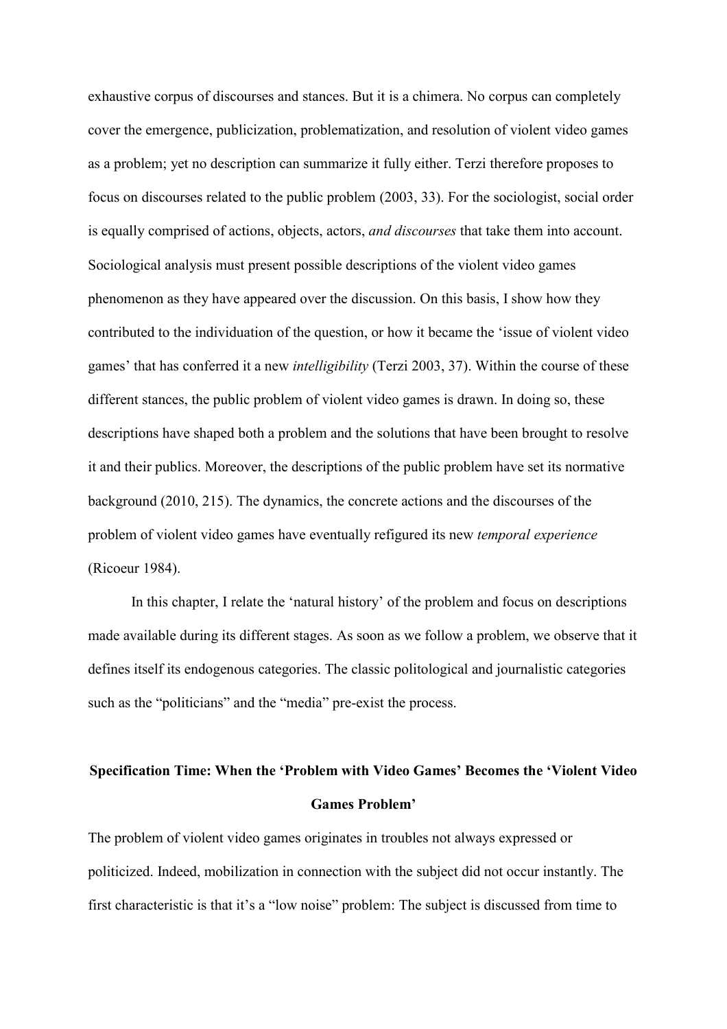exhaustive corpus of discourses and stances. But it is a chimera. No corpus can completely cover the emergence, publicization, problematization, and resolution of violent video games as a problem; yet no description can summarize it fully either. Terzi therefore proposes to focus on discourses related to the public problem (2003, 33). For the sociologist, social order is equally comprised of actions, objects, actors, *and discourses* that take them into account. Sociological analysis must present possible descriptions of the violent video games phenomenon as they have appeared over the discussion. On this basis, I show how they contributed to the individuation of the question, or how it became the 'issue of violent video games' that has conferred it a new *intelligibility* (Terzi 2003, 37). Within the course of these different stances, the public problem of violent video games is drawn. In doing so, these descriptions have shaped both a problem and the solutions that have been brought to resolve it and their publics. Moreover, the descriptions of the public problem have set its normative background (2010, 215). The dynamics, the concrete actions and the discourses of the problem of violent video games have eventually refigured its new *temporal experience* (Ricoeur 1984).

In this chapter, I relate the 'natural history' of the problem and focus on descriptions made available during its different stages. As soon as we follow a problem, we observe that it defines itself its endogenous categories. The classic politological and journalistic categories such as the "politicians" and the "media" pre-exist the process.

## Specification Time: When the 'Problem with Video Games' Becomes the 'Violent Video Games Problem'

The problem of violent video games originates in troubles not always expressed or politicized. Indeed, mobilization in connection with the subject did not occur instantly. The first characteristic is that it's a "low noise" problem: The subject is discussed from time to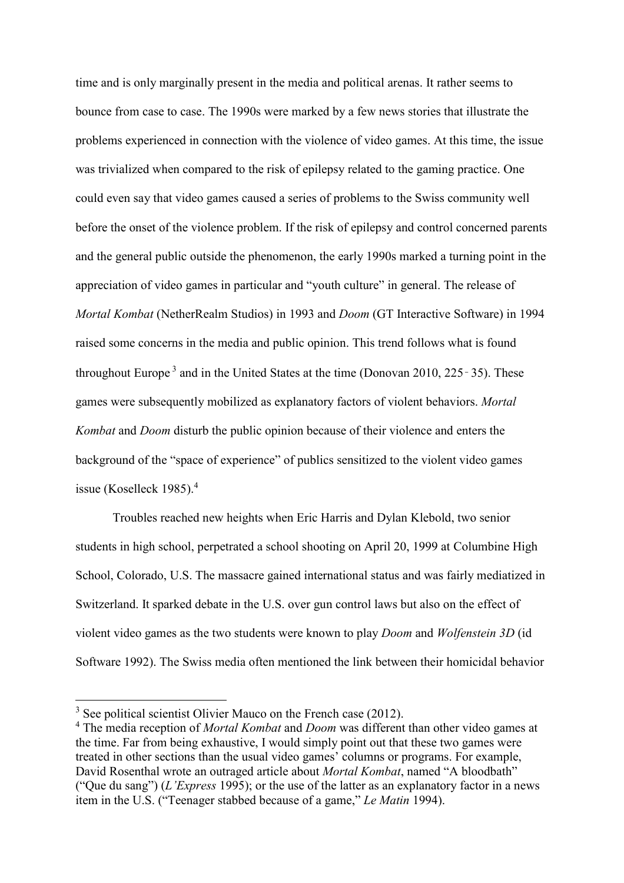time and is only marginally present in the media and political arenas. It rather seems to bounce from case to case. The 1990s were marked by a few news stories that illustrate the problems experienced in connection with the violence of video games. At this time, the issue was trivialized when compared to the risk of epilepsy related to the gaming practice. One could even say that video games caused a series of problems to the Swiss community well before the onset of the violence problem. If the risk of epilepsy and control concerned parents and the general public outside the phenomenon, the early 1990s marked a turning point in the appreciation of video games in particular and "youth culture" in general. The release of *Mortal Kombat* (NetherRealm Studios) in 1993 and *Doom* (GT Interactive Software) in 1994 raised some concerns in the media and public opinion. This trend follows what is found throughout Europe[3] and in the United States at the time (Donovan 2010, 225‑35). These games were subsequently mobilized as explanatory factors of violent behaviors. *Mortal Kombat* and *Doom* disturb the public opinion because of their violence and enters the background of the "space of experience" of publics sensitized to the violent video games issue (Koselleck 1985).[4]

Troubles reached new heights when Eric Harris and Dylan Klebold, two senior students in high school, perpetrated a school shooting on April 20, 1999 at Columbine High School, Colorado, U.S. The massacre gained international status and was fairly mediatized in Switzerland. It sparked debate in the U.S. over gun control laws but also on the effect of violent video games as the two students were known to play *Doom* and *Wolfenstein 3D* (id Software 1992). The Swiss media often mentioned the link between their homicidal behavior

[3] See political scientist Olivier Mauco on the French case (2012).

[4] The media reception of *Mortal Kombat* and *Doom* was different than other video games at the time. Far from being exhaustive, I would simply point out that these two games were treated in other sections than the usual video games' columns or programs. For example, David Rosenthal wrote an outraged article about *Mortal Kombat*, named "A bloodbath" ("Que du sang") (*L'Express* 1995); or the use of the latter as an explanatory factor in a news item in the U.S. ("Teenager stabbed because of a game," *Le Matin* 1994).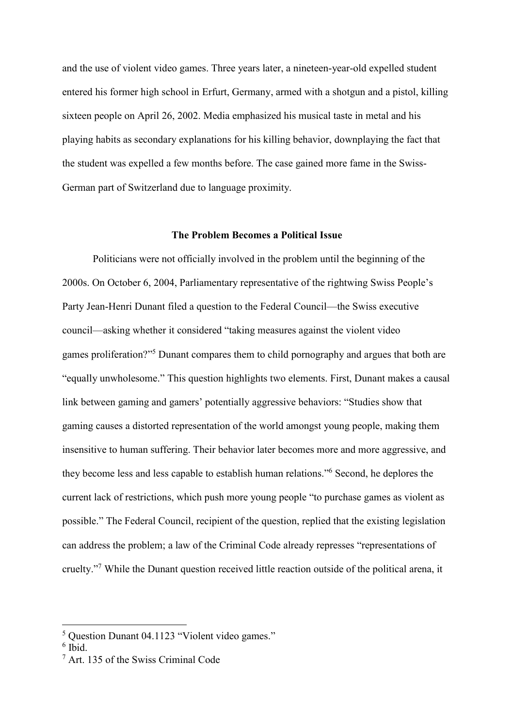and the use of violent video games. Three years later, a nineteen-year-old expelled student entered his former high school in Erfurt, Germany, armed with a shotgun and a pistol, killing sixteen people on April 26, 2002. Media emphasized his musical taste in metal and his playing habits as secondary explanations for his killing behavior, downplaying the fact that the student was expelled a few months before. The case gained more fame in the Swiss-German part of Switzerland due to language proximity.

## The Problem Becomes a Political Issue

Politicians were not officially involved in the problem until the beginning of the 2000s. On October 6, 2004, Parliamentary representative of the rightwing Swiss People's Party Jean-Henri Dunant filed a question to the Federal Council—the Swiss executive council—asking whether it considered "taking measures against the violent video games proliferation?"[5] Dunant compares them to child pornography and argues that both are "equally unwholesome." This question highlights two elements. First, Dunant makes a causal link between gaming and gamers' potentially aggressive behaviors: "Studies show that gaming causes a distorted representation of the world amongst young people, making them insensitive to human suffering. Their behavior later becomes more and more aggressive, and they become less and less capable to establish human relations."[6] Second, he deplores the current lack of restrictions, which push more young people "to purchase games as violent as possible." The Federal Council, recipient of the question, replied that the existing legislation can address the problem; a law of the Criminal Code already represses "representations of cruelty."[7] While the Dunant question received little reaction outside of the political arena, it

[5] Question Dunant 04.1123 "Violent video games."

[6] Ibid.

[7] Art. 135 of the Swiss Criminal Code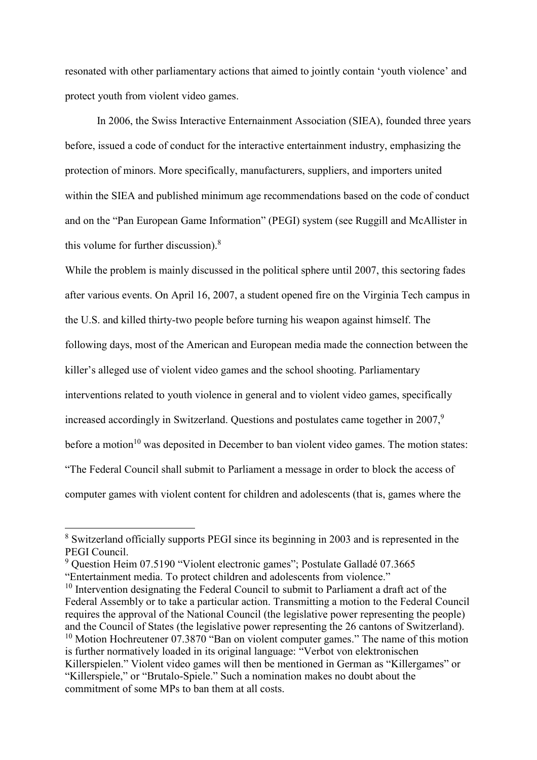resonated with other parliamentary actions that aimed to jointly contain 'youth violence' and protect youth from violent video games.

In 2006, the Swiss Interactive Enternainment Association (SIEA), founded three years before, issued a code of conduct for the interactive entertainment industry, emphasizing the protection of minors. More specifically, manufacturers, suppliers, and importers united within the SIEA and published minimum age recommendations based on the code of conduct and on the "Pan European Game Information" (PEGI) system (see Ruggill and McAllister in this volume for further discussion).[8]

While the problem is mainly discussed in the political sphere until 2007, this sectoring fades after various events. On April 16, 2007, a student opened fire on the Virginia Tech campus in the U.S. and killed thirty-two people before turning his weapon against himself. The following days, most of the American and European media made the connection between the killer's alleged use of violent video games and the school shooting. Parliamentary interventions related to youth violence in general and to violent video games, specifically increased accordingly in Switzerland. Questions and postulates came together in 2007,[9] before a motion[10] was deposited in December to ban violent video games. The motion states: "The Federal Council shall submit to Parliament a message in order to block the access of computer games with violent content for children and adolescents (that is, games where the

---

[8] Switzerland officially supports PEGI since its beginning in 2003 and is represented in the PEGI Council.

[9] Question Heim 07.5190 "Violent electronic games"; Postulate Galladé 07.3665 "Entertainment media. To protect children and adolescents from violence."

[10] Intervention designating the Federal Council to submit to Parliament a draft act of the Federal Assembly or to take a particular action. Transmitting a motion to the Federal Council requires the approval of the National Council (the legislative power representing the people) and the Council of States (the legislative power representing the 26 cantons of Switzerland).

[10] Motion Hochreutener 07.3870 "Ban on violent computer games." The name of this motion is further normatively loaded in its original language: "Verbot von elektronischen Killerspielen." Violent video games will then be mentioned in German as "Killergames" or "Killerspiele," or "Brutalo-Spiele." Such a nomination makes no doubt about the commitment of some MPs to ban them at all costs.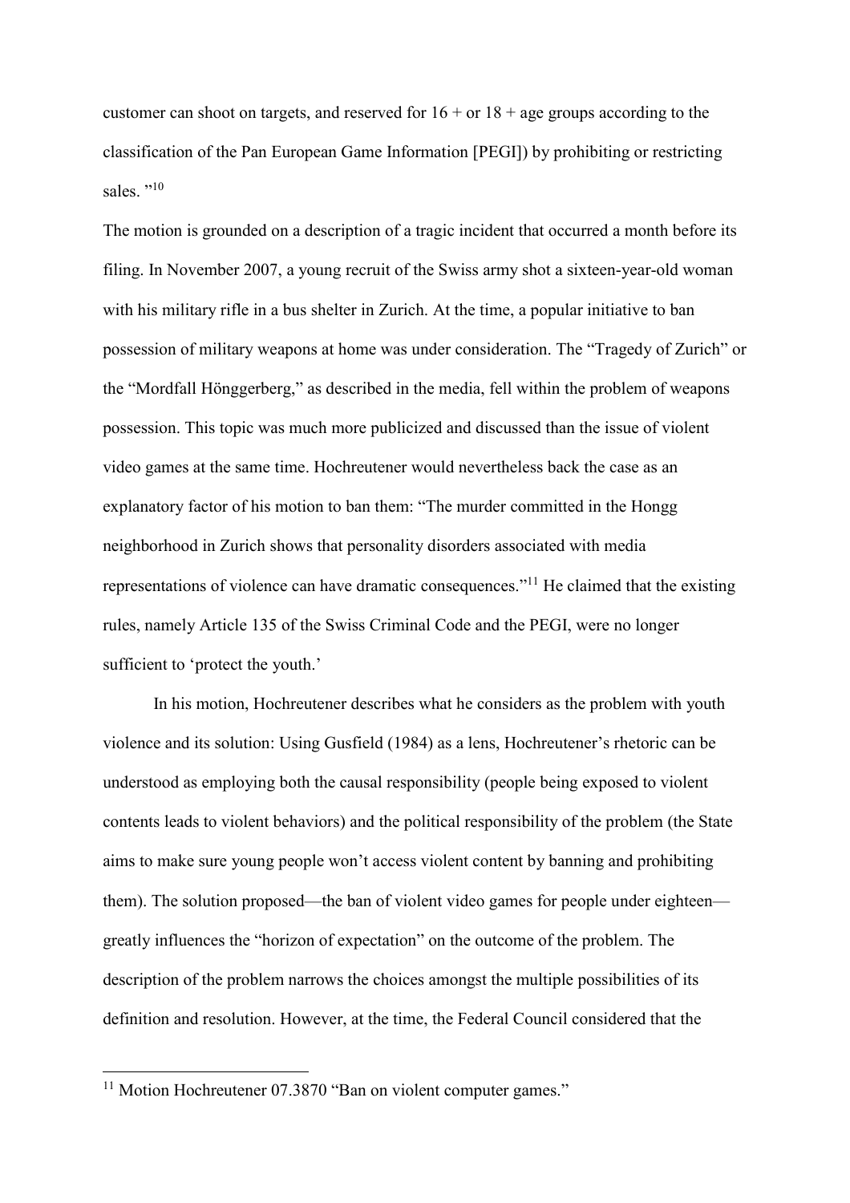customer can shoot on targets, and reserved for 16 + or 18 + age groups according to the classification of the Pan European Game Information [PEGI]) by prohibiting or restricting sales. "[10]

The motion is grounded on a description of a tragic incident that occurred a month before its filing. In November 2007, a young recruit of the Swiss army shot a sixteen-year-old woman with his military rifle in a bus shelter in Zurich. At the time, a popular initiative to ban possession of military weapons at home was under consideration. The "Tragedy of Zurich" or the "Mordfall Hönggerberg," as described in the media, fell within the problem of weapons possession. This topic was much more publicized and discussed than the issue of violent video games at the same time. Hochreutener would nevertheless back the case as an explanatory factor of his motion to ban them: "The murder committed in the Hongg neighborhood in Zurich shows that personality disorders associated with media representations of violence can have dramatic consequences."[11] He claimed that the existing rules, namely Article 135 of the Swiss Criminal Code and the PEGI, were no longer sufficient to 'protect the youth.'

In his motion, Hochreutener describes what he considers as the problem with youth violence and its solution: Using Gusfield (1984) as a lens, Hochreutener's rhetoric can be understood as employing both the causal responsibility (people being exposed to violent contents leads to violent behaviors) and the political responsibility of the problem (the State aims to make sure young people won't access violent content by banning and prohibiting them). The solution proposed—the ban of violent video games for people under eighteen—greatly influences the "horizon of expectation" on the outcome of the problem. The description of the problem narrows the choices amongst the multiple possibilities of its definition and resolution. However, at the time, the Federal Council considered that the

[11] Motion Hochreutener 07.3870 "Ban on violent computer games."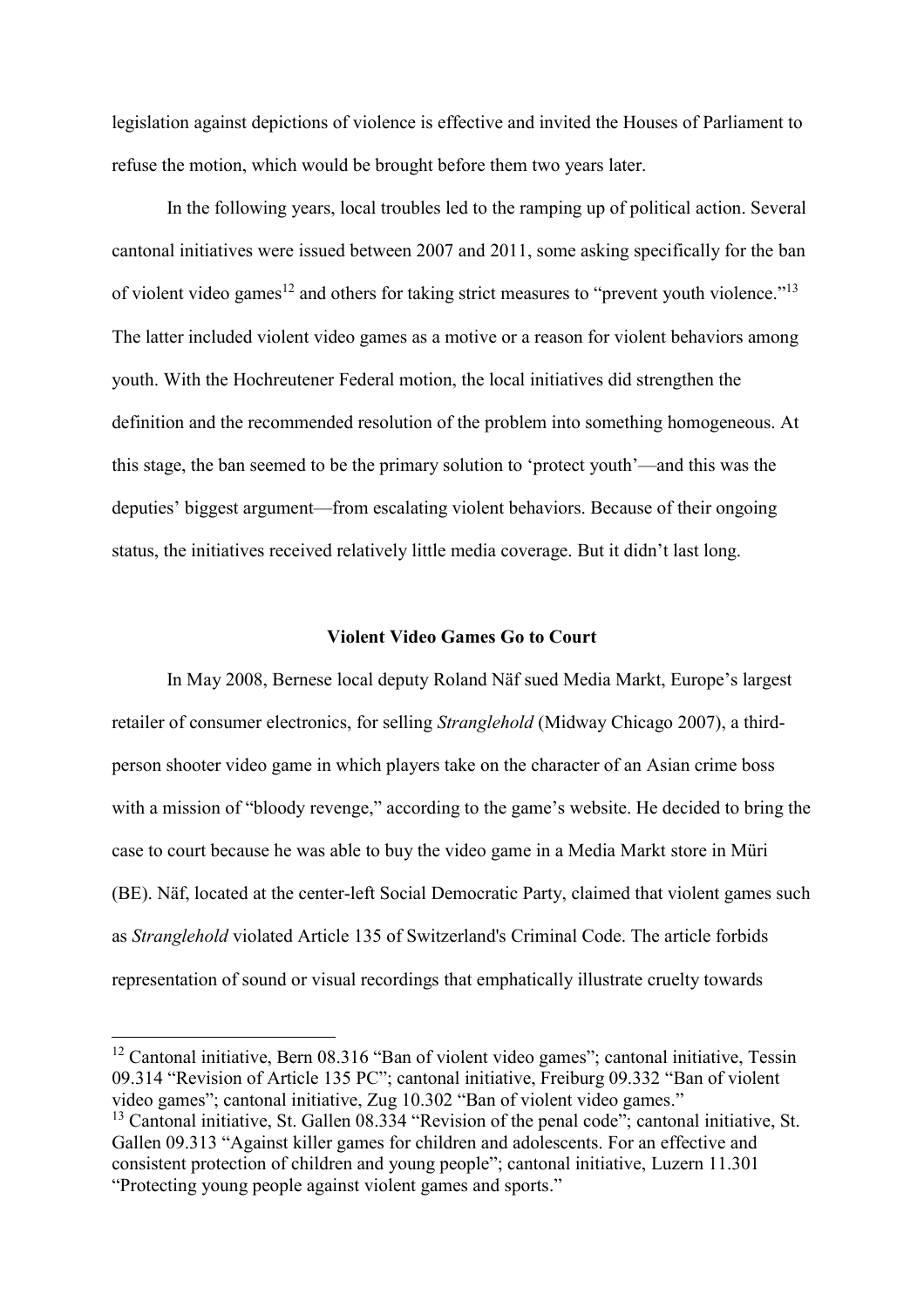legislation against depictions of violence is effective and invited the Houses of Parliament to refuse the motion, which would be brought before them two years later.

In the following years, local troubles led to the ramping up of political action. Several cantonal initiatives were issued between 2007 and 2011, some asking specifically for the ban of violent video games[12] and others for taking strict measures to "prevent youth violence."[13] The latter included violent video games as a motive or a reason for violent behaviors among youth. With the Hochreutener Federal motion, the local initiatives did strengthen the definition and the recommended resolution of the problem into something homogeneous. At this stage, the ban seemed to be the primary solution to 'protect youth'—and this was the deputies' biggest argument—from escalating violent behaviors. Because of their ongoing status, the initiatives received relatively little media coverage. But it didn't last long.

## Violent Video Games Go to Court

In May 2008, Bernese local deputy Roland Näf sued Media Markt, Europe's largest retailer of consumer electronics, for selling *Stranglehold* (Midway Chicago 2007), a third-person shooter video game in which players take on the character of an Asian crime boss with a mission of "bloody revenge," according to the game's website. He decided to bring the case to court because he was able to buy the video game in a Media Markt store in Müri (BE). Näf, located at the center-left Social Democratic Party, claimed that violent games such as *Stranglehold* violated Article 135 of Switzerland's Criminal Code. The article forbids representation of sound or visual recordings that emphatically illustrate cruelty towards

---

[12] Cantonal initiative, Bern 08.316 "Ban of violent video games"; cantonal initiative, Tessin 09.314 "Revision of Article 135 PC"; cantonal initiative, Freiburg 09.332 "Ban of violent video games"; cantonal initiative, Zug 10.302 "Ban of violent video games."

[13] Cantonal initiative, St. Gallen 08.334 "Revision of the penal code"; cantonal initiative, St. Gallen 09.313 "Against killer games for children and adolescents. For an effective and consistent protection of children and young people"; cantonal initiative, Luzern 11.301 "Protecting young people against violent games and sports."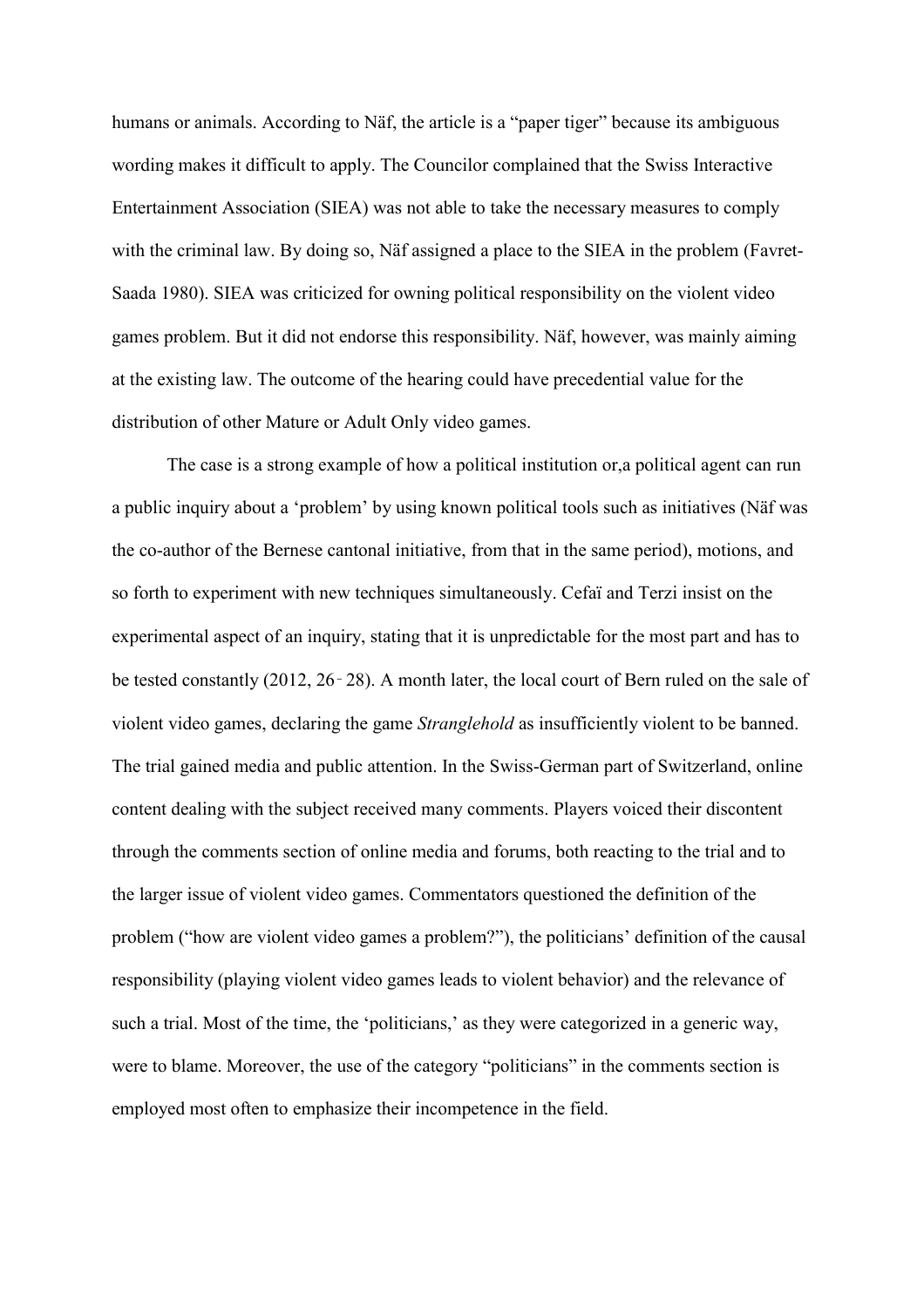humans or animals. According to Näf, the article is a "paper tiger" because its ambiguous wording makes it difficult to apply. The Councilor complained that the Swiss Interactive Entertainment Association (SIEA) was not able to take the necessary measures to comply with the criminal law. By doing so, Näf assigned a place to the SIEA in the problem (Favret-Saada 1980). SIEA was criticized for owning political responsibility on the violent video games problem. But it did not endorse this responsibility. Näf, however, was mainly aiming at the existing law. The outcome of the hearing could have precedential value for the distribution of other Mature or Adult Only video games.

The case is a strong example of how a political institution or,a political agent can run a public inquiry about a 'problem' by using known political tools such as initiatives (Näf was the co-author of the Bernese cantonal initiative, from that in the same period), motions, and so forth to experiment with new techniques simultaneously. Cefaï and Terzi insist on the experimental aspect of an inquiry, stating that it is unpredictable for the most part and has to be tested constantly (2012, 26‑28). A month later, the local court of Bern ruled on the sale of violent video games, declaring the game *Stranglehold* as insufficiently violent to be banned. The trial gained media and public attention. In the Swiss-German part of Switzerland, online content dealing with the subject received many comments. Players voiced their discontent through the comments section of online media and forums, both reacting to the trial and to the larger issue of violent video games. Commentators questioned the definition of the problem ("how are violent video games a problem?"), the politicians' definition of the causal responsibility (playing violent video games leads to violent behavior) and the relevance of such a trial. Most of the time, the 'politicians,' as they were categorized in a generic way, were to blame. Moreover, the use of the category "politicians" in the comments section is employed most often to emphasize their incompetence in the field.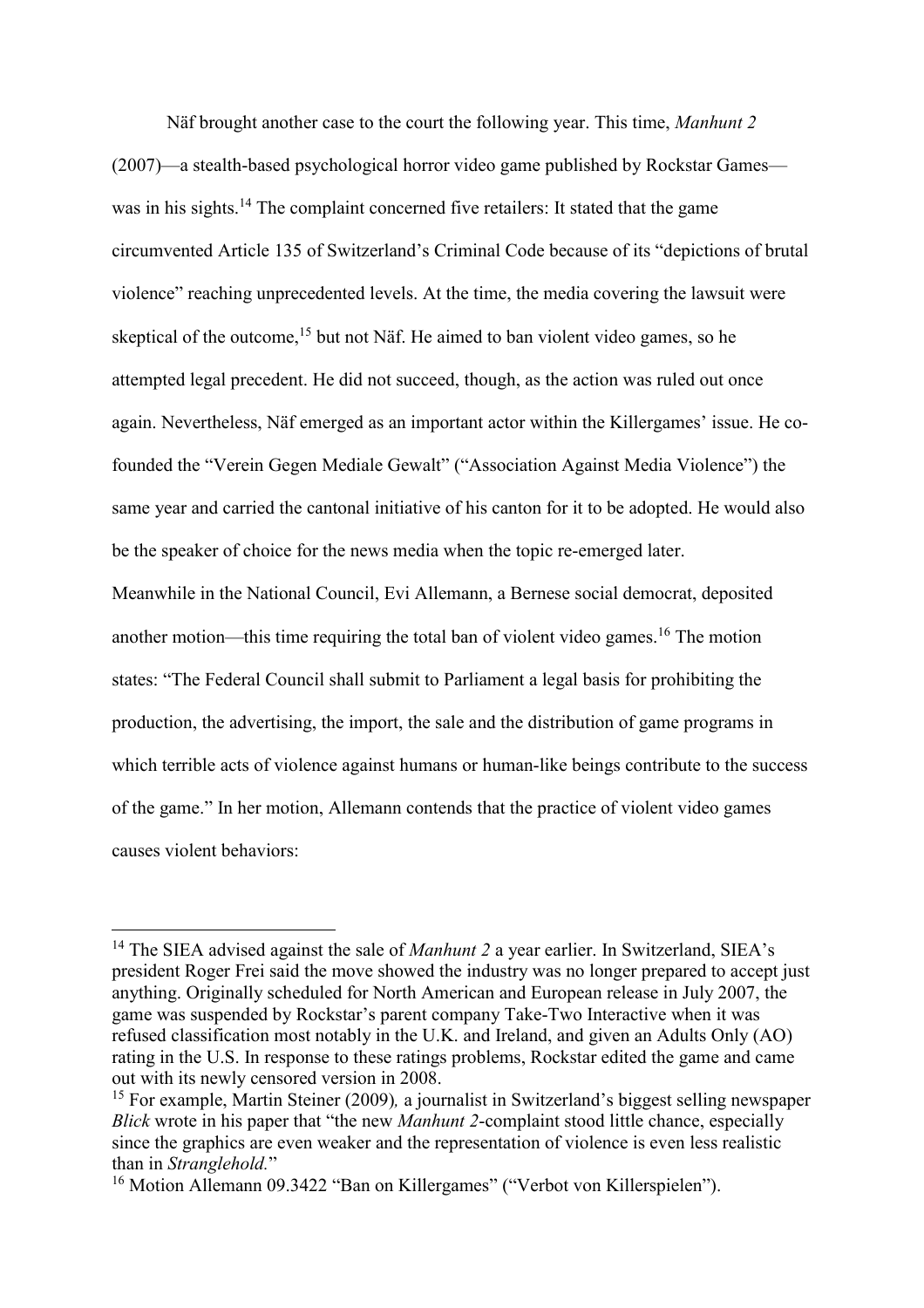Näf brought another case to the court the following year. This time, *Manhunt 2* (2007)—a stealth-based psychological horror video game published by Rockstar Games—was in his sights.[14] The complaint concerned five retailers: It stated that the game circumvented Article 135 of Switzerland's Criminal Code because of its "depictions of brutal violence" reaching unprecedented levels. At the time, the media covering the lawsuit were skeptical of the outcome,[15] but not Näf. He aimed to ban violent video games, so he attempted legal precedent. He did not succeed, though, as the action was ruled out once again. Nevertheless, Näf emerged as an important actor within the Killergames' issue. He co-founded the "Verein Gegen Mediale Gewalt" ("Association Against Media Violence") the same year and carried the cantonal initiative of his canton for it to be adopted. He would also be the speaker of choice for the news media when the topic re-emerged later.

Meanwhile in the National Council, Evi Allemann, a Bernese social democrat, deposited another motion—this time requiring the total ban of violent video games.[16] The motion states: "The Federal Council shall submit to Parliament a legal basis for prohibiting the production, the advertising, the import, the sale and the distribution of game programs in which terrible acts of violence against humans or human-like beings contribute to the success of the game." In her motion, Allemann contends that the practice of violent video games causes violent behaviors:

---

[14] The SIEA advised against the sale of *Manhunt 2* a year earlier. In Switzerland, SIEA's president Roger Frei said the move showed the industry was no longer prepared to accept just anything. Originally scheduled for North American and European release in July 2007, the game was suspended by Rockstar's parent company Take-Two Interactive when it was refused classification most notably in the U.K. and Ireland, and given an Adults Only (AO) rating in the U.S. In response to these ratings problems, Rockstar edited the game and came out with its newly censored version in 2008.

[15] For example, Martin Steiner (2009), a journalist in Switzerland's biggest selling newspaper *Blick* wrote in his paper that "the new *Manhunt 2*-complaint stood little chance, especially since the graphics are even weaker and the representation of violence is even less realistic than in *Stranglehold.*"

[16] Motion Allemann 09.3422 "Ban on Killergames" ("Verbot von Killerspielen").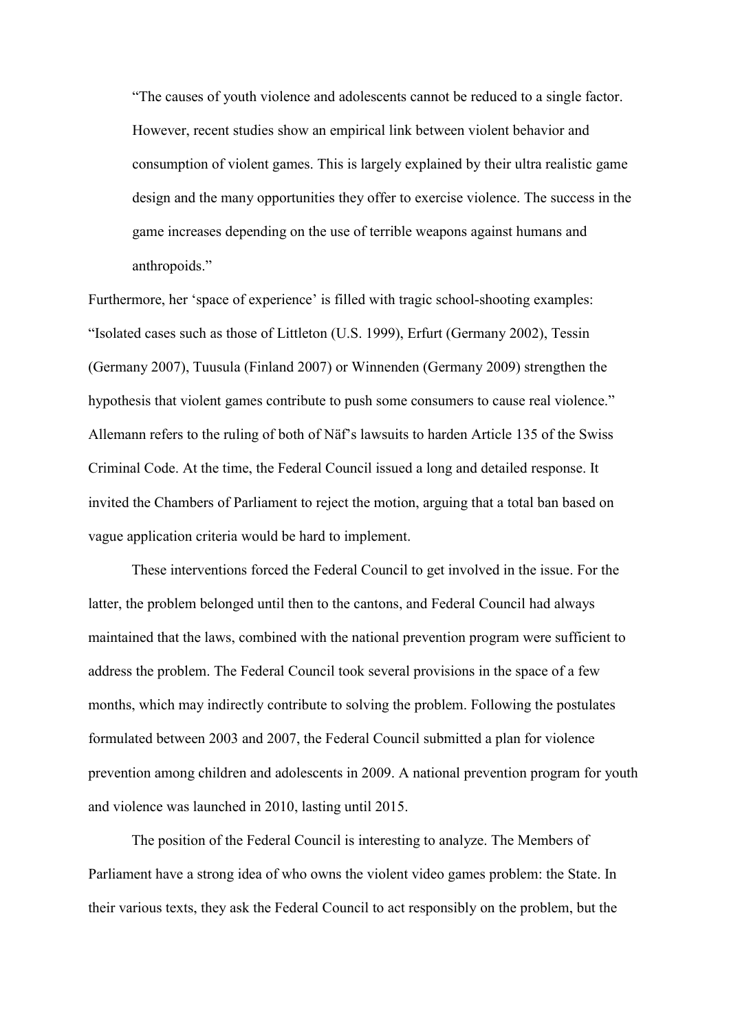> "The causes of youth violence and adolescents cannot be reduced to a single factor. However, recent studies show an empirical link between violent behavior and consumption of violent games. This is largely explained by their ultra realistic game design and the many opportunities they offer to exercise violence. The success in the game increases depending on the use of terrible weapons against humans and anthropoids."

Furthermore, her 'space of experience' is filled with tragic school-shooting examples: "Isolated cases such as those of Littleton (U.S. 1999), Erfurt (Germany 2002), Tessin (Germany 2007), Tuusula (Finland 2007) or Winnenden (Germany 2009) strengthen the hypothesis that violent games contribute to push some consumers to cause real violence." Allemann refers to the ruling of both of Näf's lawsuits to harden Article 135 of the Swiss Criminal Code. At the time, the Federal Council issued a long and detailed response. It invited the Chambers of Parliament to reject the motion, arguing that a total ban based on vague application criteria would be hard to implement.

These interventions forced the Federal Council to get involved in the issue. For the latter, the problem belonged until then to the cantons, and Federal Council had always maintained that the laws, combined with the national prevention program were sufficient to address the problem. The Federal Council took several provisions in the space of a few months, which may indirectly contribute to solving the problem. Following the postulates formulated between 2003 and 2007, the Federal Council submitted a plan for violence prevention among children and adolescents in 2009. A national prevention program for youth and violence was launched in 2010, lasting until 2015.

The position of the Federal Council is interesting to analyze. The Members of Parliament have a strong idea of who owns the violent video games problem: the State. In their various texts, they ask the Federal Council to act responsibly on the problem, but the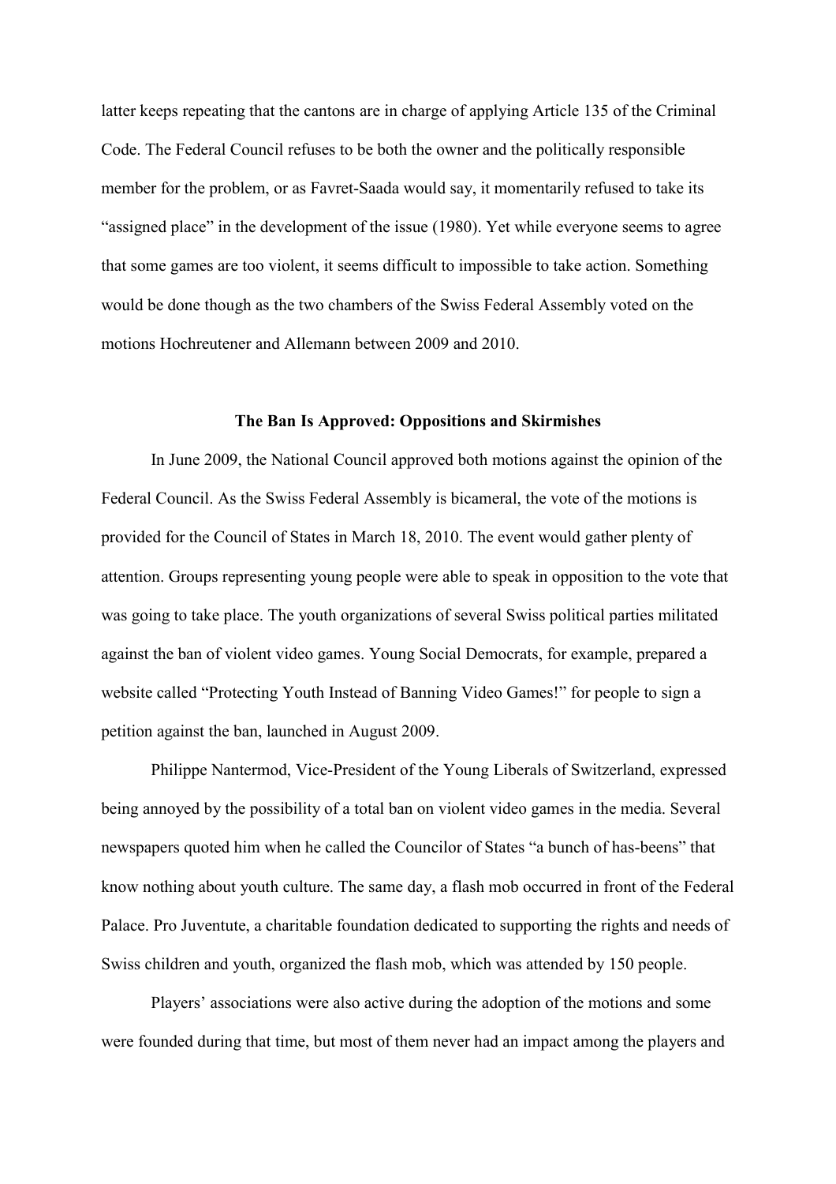latter keeps repeating that the cantons are in charge of applying Article 135 of the Criminal Code. The Federal Council refuses to be both the owner and the politically responsible member for the problem, or as Favret-Saada would say, it momentarily refused to take its "assigned place" in the development of the issue (1980). Yet while everyone seems to agree that some games are too violent, it seems difficult to impossible to take action. Something would be done though as the two chambers of the Swiss Federal Assembly voted on the motions Hochreutener and Allemann between 2009 and 2010.

## The Ban Is Approved: Oppositions and Skirmishes

In June 2009, the National Council approved both motions against the opinion of the Federal Council. As the Swiss Federal Assembly is bicameral, the vote of the motions is provided for the Council of States in March 18, 2010. The event would gather plenty of attention. Groups representing young people were able to speak in opposition to the vote that was going to take place. The youth organizations of several Swiss political parties militated against the ban of violent video games. Young Social Democrats, for example, prepared a website called "Protecting Youth Instead of Banning Video Games!" for people to sign a petition against the ban, launched in August 2009.

Philippe Nantermod, Vice-President of the Young Liberals of Switzerland, expressed being annoyed by the possibility of a total ban on violent video games in the media. Several newspapers quoted him when he called the Councilor of States "a bunch of has-beens" that know nothing about youth culture. The same day, a flash mob occurred in front of the Federal Palace. Pro Juventute, a charitable foundation dedicated to supporting the rights and needs of Swiss children and youth, organized the flash mob, which was attended by 150 people.

Players' associations were also active during the adoption of the motions and some were founded during that time, but most of them never had an impact among the players and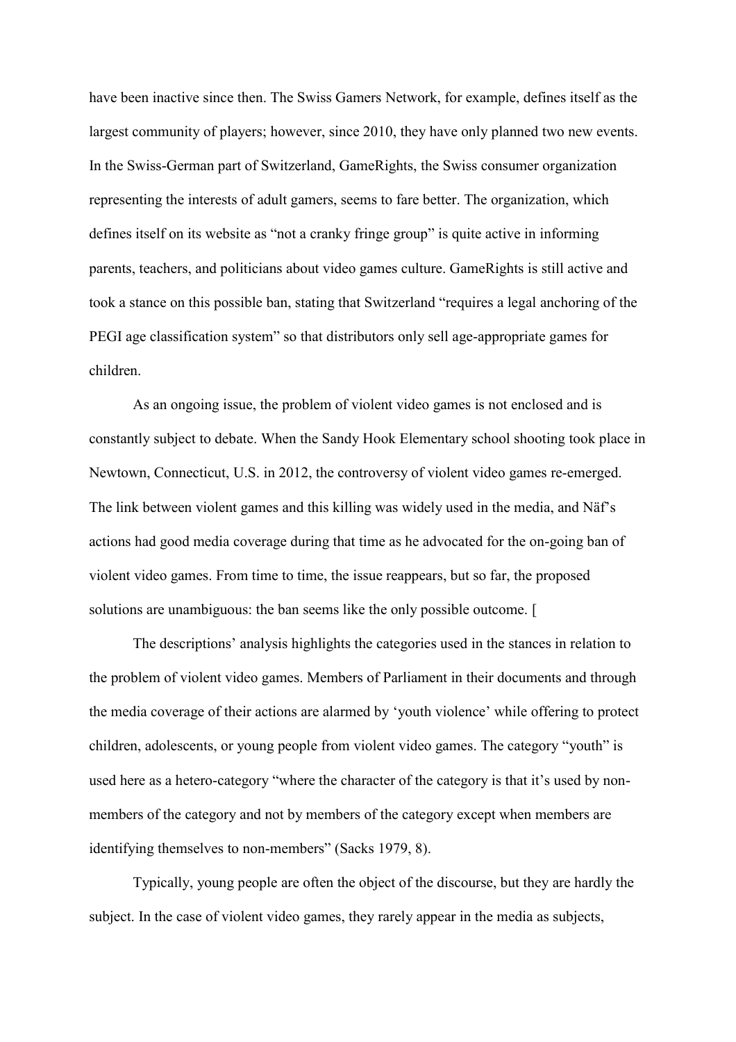have been inactive since then. The Swiss Gamers Network, for example, defines itself as the largest community of players; however, since 2010, they have only planned two new events. In the Swiss-German part of Switzerland, GameRights, the Swiss consumer organization representing the interests of adult gamers, seems to fare better. The organization, which defines itself on its website as "not a cranky fringe group" is quite active in informing parents, teachers, and politicians about video games culture. GameRights is still active and took a stance on this possible ban, stating that Switzerland "requires a legal anchoring of the PEGI age classification system" so that distributors only sell age-appropriate games for children.

As an ongoing issue, the problem of violent video games is not enclosed and is constantly subject to debate. When the Sandy Hook Elementary school shooting took place in Newtown, Connecticut, U.S. in 2012, the controversy of violent video games re-emerged. The link between violent games and this killing was widely used in the media, and Näf's actions had good media coverage during that time as he advocated for the on-going ban of violent video games. From time to time, the issue reappears, but so far, the proposed solutions are unambiguous: the ban seems like the only possible outcome. [

The descriptions' analysis highlights the categories used in the stances in relation to the problem of violent video games. Members of Parliament in their documents and through the media coverage of their actions are alarmed by 'youth violence' while offering to protect children, adolescents, or young people from violent video games. The category "youth" is used here as a hetero-category "where the character of the category is that it's used by non-members of the category and not by members of the category except when members are identifying themselves to non-members" (Sacks 1979, 8).

Typically, young people are often the object of the discourse, but they are hardly the subject. In the case of violent video games, they rarely appear in the media as subjects,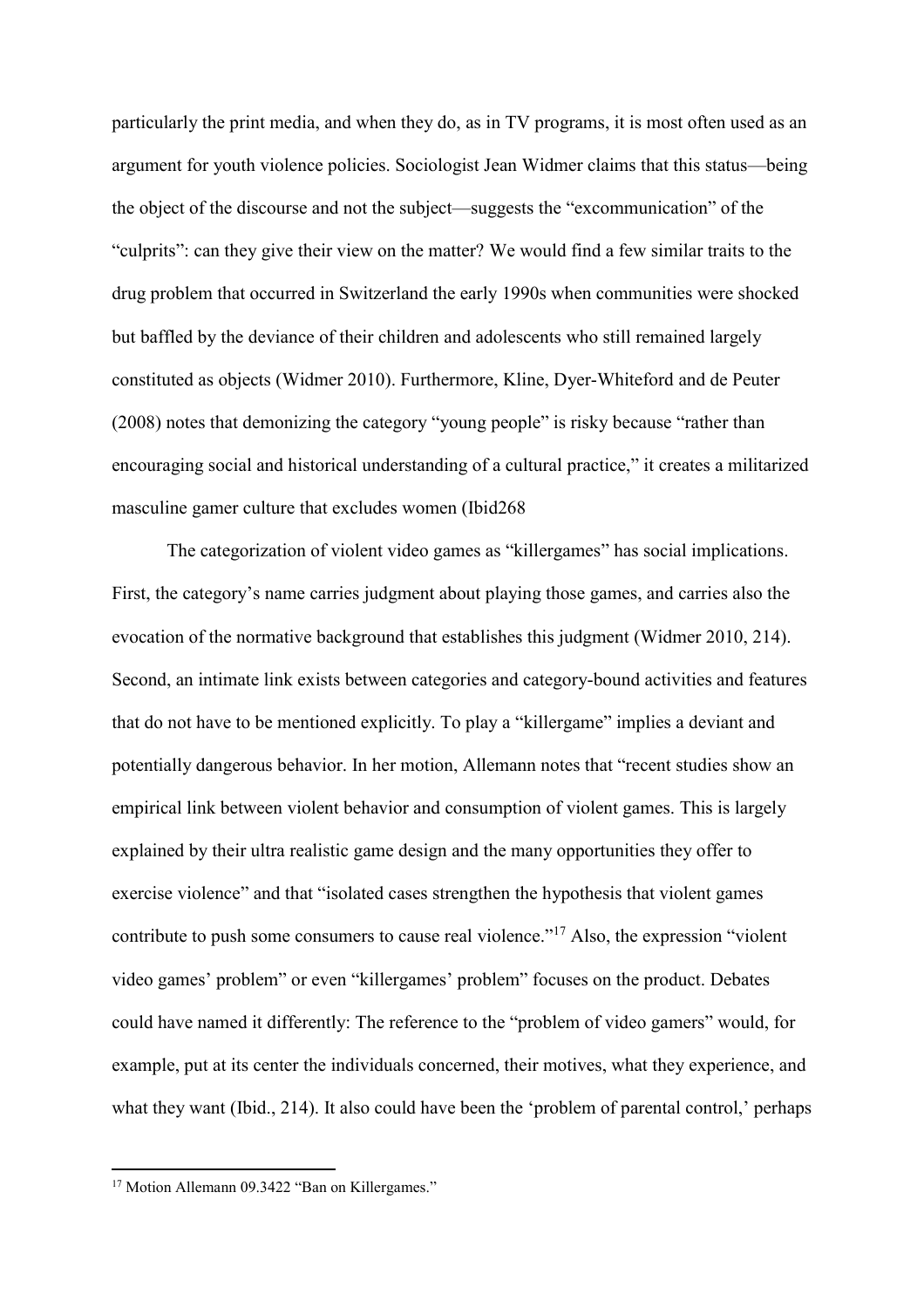particularly the print media, and when they do, as in TV programs, it is most often used as an argument for youth violence policies. Sociologist Jean Widmer claims that this status—being the object of the discourse and not the subject—suggests the "excommunication" of the "culprits": can they give their view on the matter? We would find a few similar traits to the drug problem that occurred in Switzerland the early 1990s when communities were shocked but baffled by the deviance of their children and adolescents who still remained largely constituted as objects (Widmer 2010). Furthermore, Kline, Dyer-Whiteford and de Peuter (2008) notes that demonizing the category "young people" is risky because "rather than encouraging social and historical understanding of a cultural practice," it creates a militarized masculine gamer culture that excludes women (Ibid268

The categorization of violent video games as "killergames" has social implications. First, the category's name carries judgment about playing those games, and carries also the evocation of the normative background that establishes this judgment (Widmer 2010, 214). Second, an intimate link exists between categories and category-bound activities and features that do not have to be mentioned explicitly. To play a "killergame" implies a deviant and potentially dangerous behavior. In her motion, Allemann notes that "recent studies show an empirical link between violent behavior and consumption of violent games. This is largely explained by their ultra realistic game design and the many opportunities they offer to exercise violence" and that "isolated cases strengthen the hypothesis that violent games contribute to push some consumers to cause real violence."[17] Also, the expression "violent video games' problem" or even "killergames' problem" focuses on the product. Debates could have named it differently: The reference to the "problem of video gamers" would, for example, put at its center the individuals concerned, their motives, what they experience, and what they want (Ibid., 214). It also could have been the 'problem of parental control,' perhaps

[17] Motion Allemann 09.3422 "Ban on Killergames."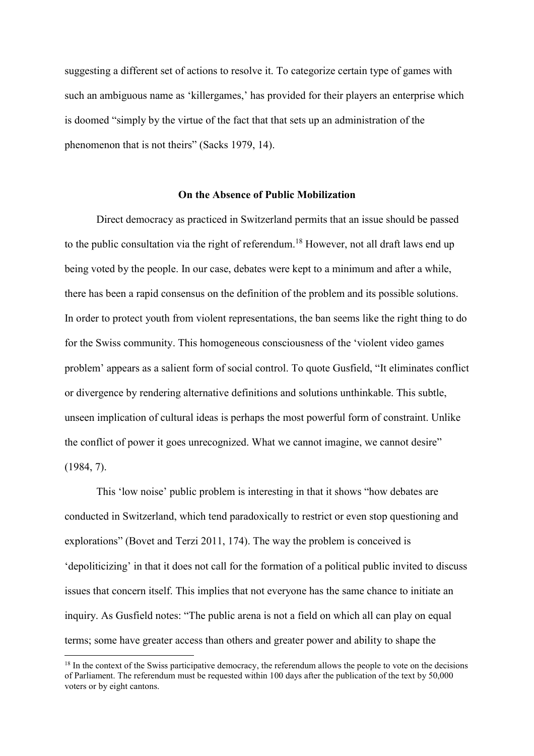suggesting a different set of actions to resolve it. To categorize certain type of games with such an ambiguous name as 'killergames,' has provided for their players an enterprise which is doomed "simply by the virtue of the fact that that sets up an administration of the phenomenon that is not theirs" (Sacks 1979, 14).

## On the Absence of Public Mobilization

Direct democracy as practiced in Switzerland permits that an issue should be passed to the public consultation via the right of referendum.[18] However, not all draft laws end up being voted by the people. In our case, debates were kept to a minimum and after a while, there has been a rapid consensus on the definition of the problem and its possible solutions. In order to protect youth from violent representations, the ban seems like the right thing to do for the Swiss community. This homogeneous consciousness of the 'violent video games problem' appears as a salient form of social control. To quote Gusfield, "It eliminates conflict or divergence by rendering alternative definitions and solutions unthinkable. This subtle, unseen implication of cultural ideas is perhaps the most powerful form of constraint. Unlike the conflict of power it goes unrecognized. What we cannot imagine, we cannot desire" (1984, 7).

This 'low noise' public problem is interesting in that it shows "how debates are conducted in Switzerland, which tend paradoxically to restrict or even stop questioning and explorations" (Bovet and Terzi 2011, 174). The way the problem is conceived is 'depoliticizing' in that it does not call for the formation of a political public invited to discuss issues that concern itself. This implies that not everyone has the same chance to initiate an inquiry. As Gusfield notes: "The public arena is not a field on which all can play on equal terms; some have greater access than others and greater power and ability to shape the

[18] In the context of the Swiss participative democracy, the referendum allows the people to vote on the decisions of Parliament. The referendum must be requested within 100 days after the publication of the text by 50,000 voters or by eight cantons.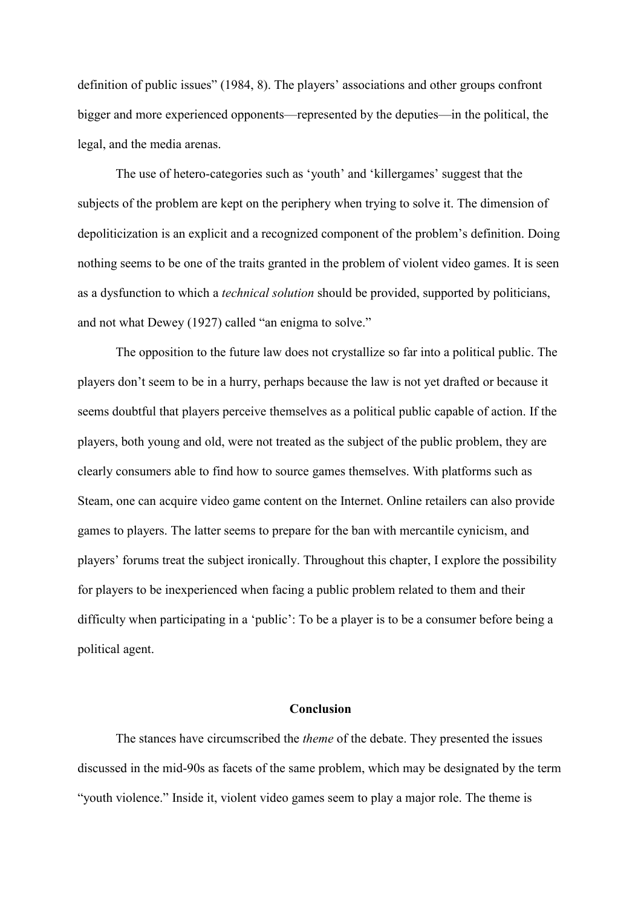definition of public issues" (1984, 8). The players' associations and other groups confront bigger and more experienced opponents—represented by the deputies—in the political, the legal, and the media arenas.

The use of hetero-categories such as 'youth' and 'killergames' suggest that the subjects of the problem are kept on the periphery when trying to solve it. The dimension of depoliticization is an explicit and a recognized component of the problem's definition. Doing nothing seems to be one of the traits granted in the problem of violent video games. It is seen as a dysfunction to which a *technical solution* should be provided, supported by politicians, and not what Dewey (1927) called "an enigma to solve."

The opposition to the future law does not crystallize so far into a political public. The players don't seem to be in a hurry, perhaps because the law is not yet drafted or because it seems doubtful that players perceive themselves as a political public capable of action. If the players, both young and old, were not treated as the subject of the public problem, they are clearly consumers able to find how to source games themselves. With platforms such as Steam, one can acquire video game content on the Internet. Online retailers can also provide games to players. The latter seems to prepare for the ban with mercantile cynicism, and players' forums treat the subject ironically. Throughout this chapter, I explore the possibility for players to be inexperienced when facing a public problem related to them and their difficulty when participating in a 'public': To be a player is to be a consumer before being a political agent.

## Conclusion

The stances have circumscribed the *theme* of the debate. They presented the issues discussed in the mid-90s as facets of the same problem, which may be designated by the term "youth violence." Inside it, violent video games seem to play a major role. The theme is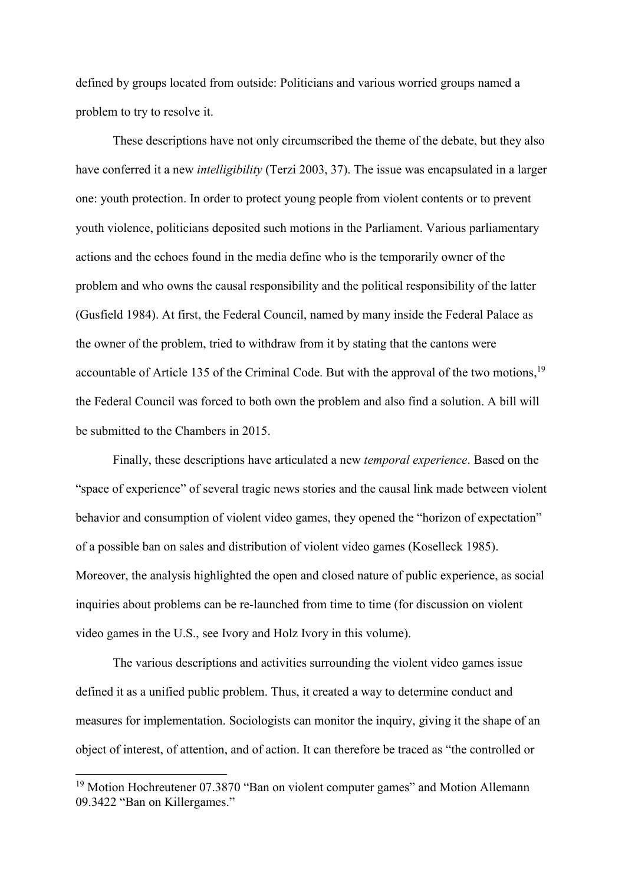defined by groups located from outside: Politicians and various worried groups named a problem to try to resolve it.

These descriptions have not only circumscribed the theme of the debate, but they also have conferred it a new *intelligibility* (Terzi 2003, 37). The issue was encapsulated in a larger one: youth protection. In order to protect young people from violent contents or to prevent youth violence, politicians deposited such motions in the Parliament. Various parliamentary actions and the echoes found in the media define who is the temporarily owner of the problem and who owns the causal responsibility and the political responsibility of the latter (Gusfield 1984). At first, the Federal Council, named by many inside the Federal Palace as the owner of the problem, tried to withdraw from it by stating that the cantons were accountable of Article 135 of the Criminal Code. But with the approval of the two motions,[19] the Federal Council was forced to both own the problem and also find a solution. A bill will be submitted to the Chambers in 2015.

Finally, these descriptions have articulated a new *temporal experience*. Based on the "space of experience" of several tragic news stories and the causal link made between violent behavior and consumption of violent video games, they opened the "horizon of expectation" of a possible ban on sales and distribution of violent video games (Koselleck 1985). Moreover, the analysis highlighted the open and closed nature of public experience, as social inquiries about problems can be re-launched from time to time (for discussion on violent video games in the U.S., see Ivory and Holz Ivory in this volume).

The various descriptions and activities surrounding the violent video games issue defined it as a unified public problem. Thus, it created a way to determine conduct and measures for implementation. Sociologists can monitor the inquiry, giving it the shape of an object of interest, of attention, and of action. It can therefore be traced as "the controlled or

[19] Motion Hochreutener 07.3870 "Ban on violent computer games" and Motion Allemann 09.3422 "Ban on Killergames."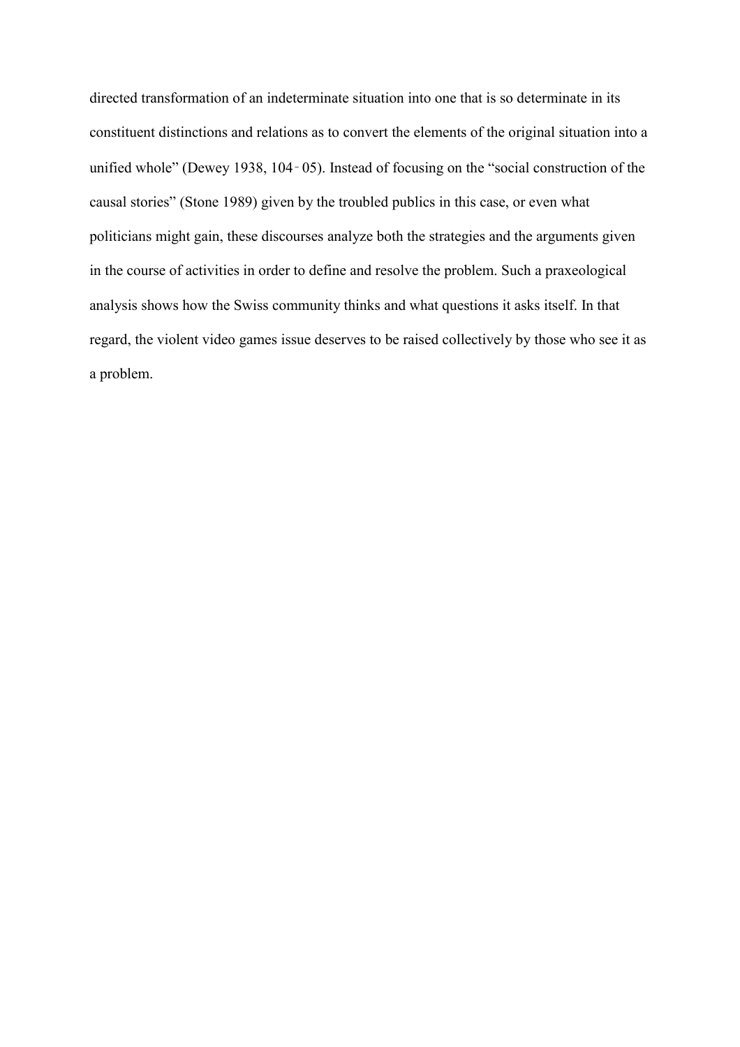directed transformation of an indeterminate situation into one that is so determinate in its constituent distinctions and relations as to convert the elements of the original situation into a unified whole" (Dewey 1938, 104‑05). Instead of focusing on the "social construction of the causal stories" (Stone 1989) given by the troubled publics in this case, or even what politicians might gain, these discourses analyze both the strategies and the arguments given in the course of activities in order to define and resolve the problem. Such a praxeological analysis shows how the Swiss community thinks and what questions it asks itself. In that regard, the violent video games issue deserves to be raised collectively by those who see it as a problem.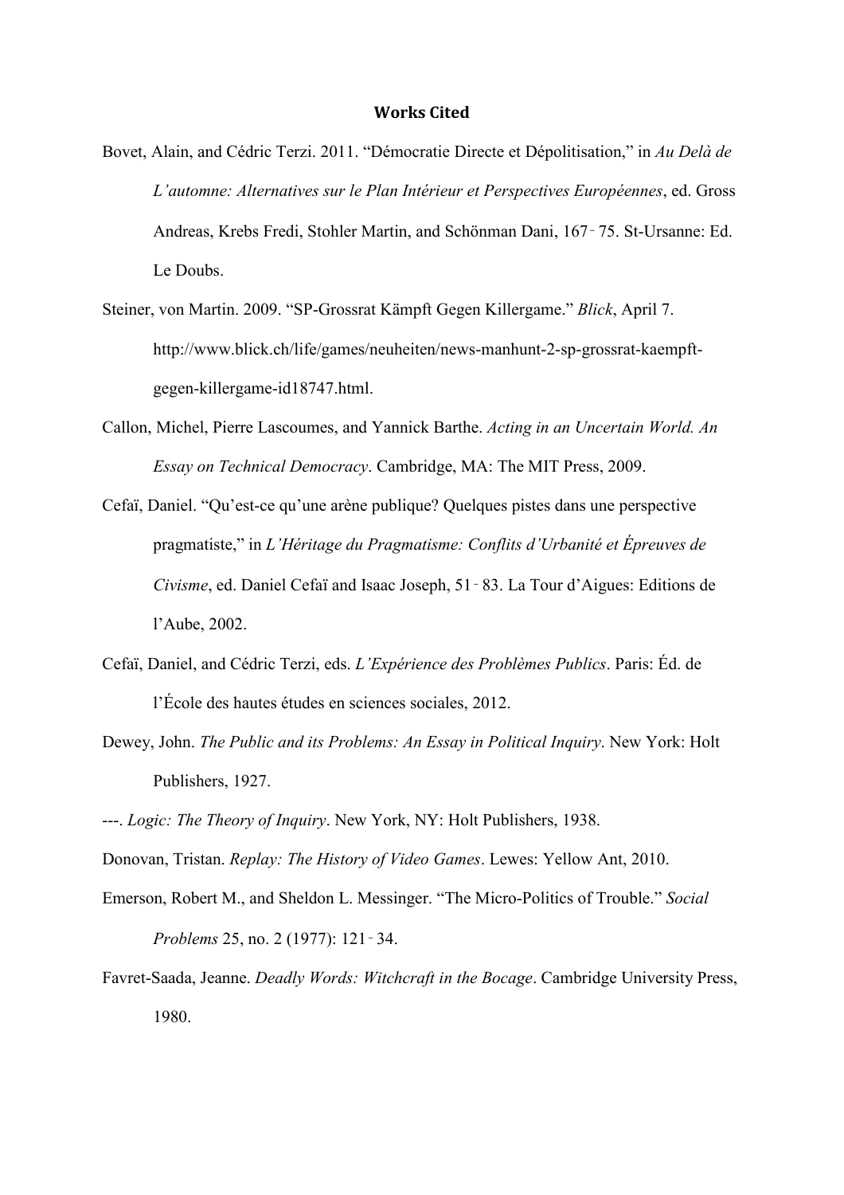## Works Cited

Bovet, Alain, and Cédric Terzi. 2011. "Démocratie Directe et Dépolitisation," in *Au Delà de L'automne: Alternatives sur le Plan Intérieur et Perspectives Européennes*, ed. Gross Andreas, Krebs Fredi, Stohler Martin, and Schönman Dani, 167‑75. St-Ursanne: Ed. Le Doubs.

Steiner, von Martin. 2009. "SP-Grossrat Kämpft Gegen Killergame." *Blick*, April 7. http://www.blick.ch/life/games/neuheiten/news-manhunt-2-sp-grossrat-kaempft-gegen-killergame-id18747.html.

Callon, Michel, Pierre Lascoumes, and Yannick Barthe. *Acting in an Uncertain World. An Essay on Technical Democracy*. Cambridge, MA: The MIT Press, 2009.

Cefaï, Daniel. "Qu'est-ce qu'une arène publique? Quelques pistes dans une perspective pragmatiste," in *L'Héritage du Pragmatisme: Conflits d'Urbanité et Épreuves de Civisme*, ed. Daniel Cefaï and Isaac Joseph, 51‑83. La Tour d'Aigues: Editions de l'Aube, 2002.

Cefaï, Daniel, and Cédric Terzi, eds. *L'Expérience des Problèmes Publics*. Paris: Éd. de l'École des hautes études en sciences sociales, 2012.

Dewey, John. *The Public and its Problems: An Essay in Political Inquiry*. New York: Holt Publishers, 1927.

---. *Logic: The Theory of Inquiry*. New York, NY: Holt Publishers, 1938.

Donovan, Tristan. *Replay: The History of Video Games*. Lewes: Yellow Ant, 2010.

Emerson, Robert M., and Sheldon L. Messinger. "The Micro-Politics of Trouble." *Social Problems* 25, no. 2 (1977): 121‑34.

Favret-Saada, Jeanne. *Deadly Words: Witchcraft in the Bocage*. Cambridge University Press, 1980.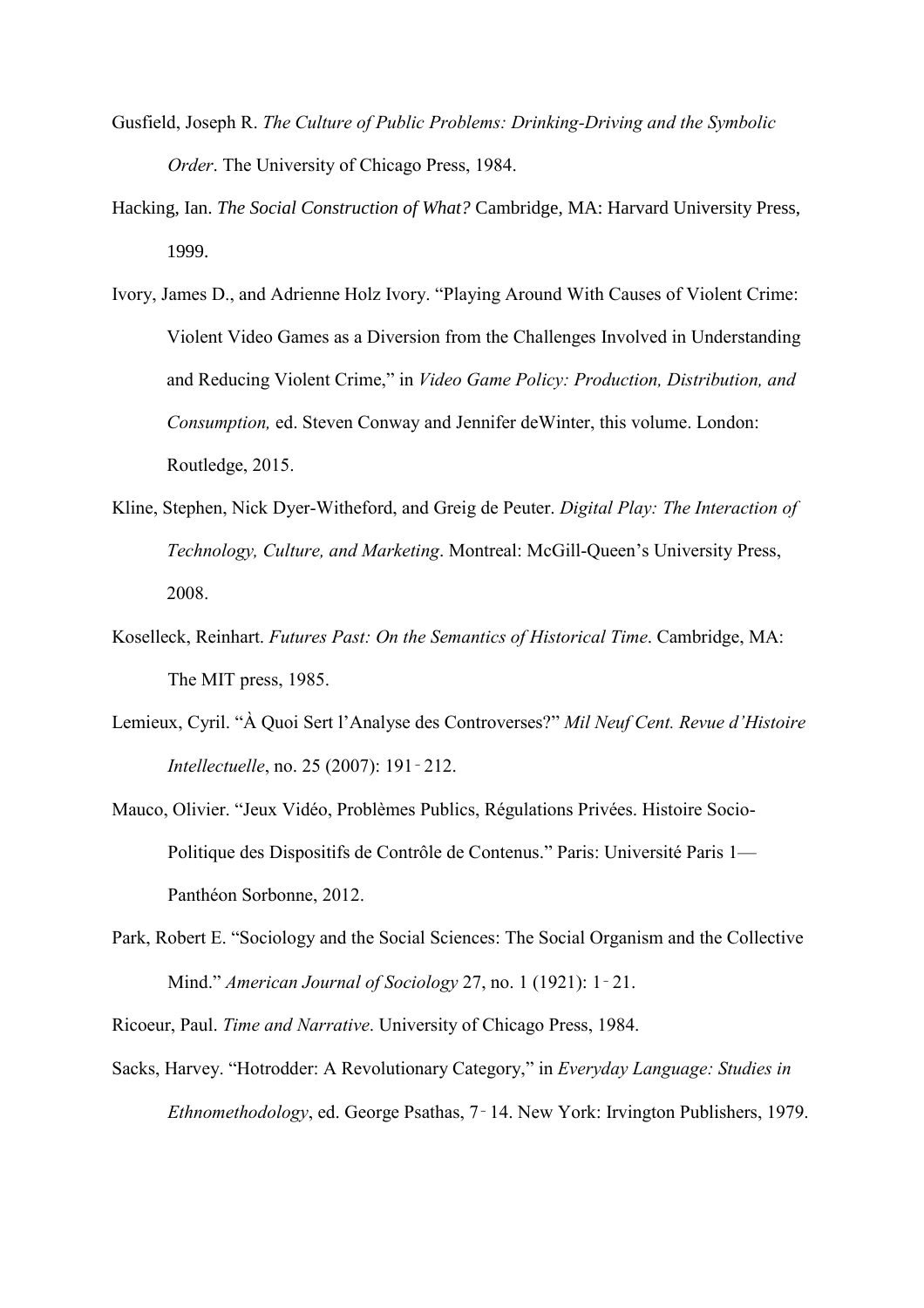Gusfield, Joseph R. *The Culture of Public Problems: Drinking-Driving and the Symbolic Order*. The University of Chicago Press, 1984.

Hacking, Ian. *The Social Construction of What?* Cambridge, MA: Harvard University Press, 1999.

Ivory, James D., and Adrienne Holz Ivory. "Playing Around With Causes of Violent Crime: Violent Video Games as a Diversion from the Challenges Involved in Understanding and Reducing Violent Crime," in *Video Game Policy: Production, Distribution, and Consumption,* ed. Steven Conway and Jennifer deWinter, this volume. London: Routledge, 2015.

Kline, Stephen, Nick Dyer-Witheford, and Greig de Peuter. *Digital Play: The Interaction of Technology, Culture, and Marketing*. Montreal: McGill-Queen's University Press, 2008.

Koselleck, Reinhart. *Futures Past: On the Semantics of Historical Time*. Cambridge, MA: The MIT press, 1985.

Lemieux, Cyril. "À Quoi Sert l'Analyse des Controverses?" *Mil Neuf Cent. Revue d'Histoire Intellectuelle*, no. 25 (2007): 191‑212.

Mauco, Olivier. "Jeux Vidéo, Problèmes Publics, Régulations Privées. Histoire Socio-Politique des Dispositifs de Contrôle de Contenus." Paris: Université Paris 1—Panthéon Sorbonne, 2012.

Park, Robert E. "Sociology and the Social Sciences: The Social Organism and the Collective Mind." *American Journal of Sociology* 27, no. 1 (1921): 1‑21.

Ricoeur, Paul. *Time and Narrative*. University of Chicago Press, 1984.

Sacks, Harvey. "Hotrodder: A Revolutionary Category," in *Everyday Language: Studies in Ethnomethodology*, ed. George Psathas, 7‑14. New York: Irvington Publishers, 1979.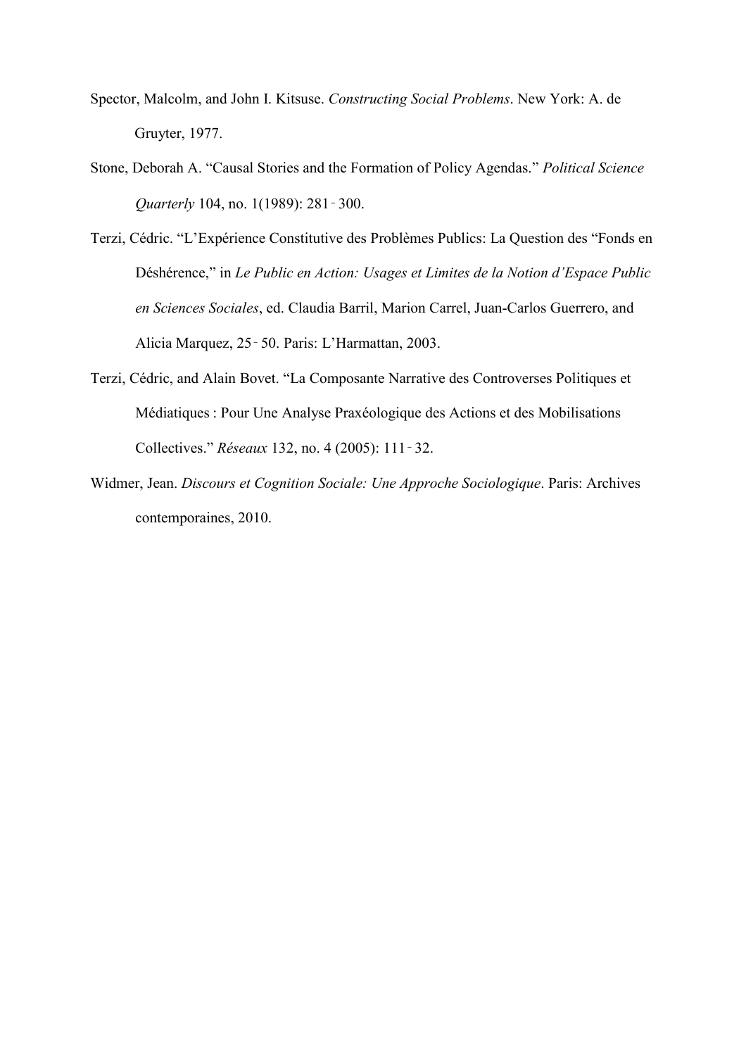Spector, Malcolm, and John I. Kitsuse. *Constructing Social Problems*. New York: A. de Gruyter, 1977.

Stone, Deborah A. "Causal Stories and the Formation of Policy Agendas." *Political Science Quarterly* 104, no. 1(1989): 281‐300.

Terzi, Cédric. "L'Expérience Constitutive des Problèmes Publics: La Question des "Fonds en Déshérence," in *Le Public en Action: Usages et Limites de la Notion d'Espace Public en Sciences Sociales*, ed. Claudia Barril, Marion Carrel, Juan-Carlos Guerrero, and Alicia Marquez, 25‐50. Paris: L'Harmattan, 2003.

Terzi, Cédric, and Alain Bovet. "La Composante Narrative des Controverses Politiques et Médiatiques : Pour Une Analyse Praxéologique des Actions et des Mobilisations Collectives." *Réseaux* 132, no. 4 (2005): 111‐32.

Widmer, Jean. *Discours et Cognition Sociale: Une Approche Sociologique*. Paris: Archives contemporaines, 2010.